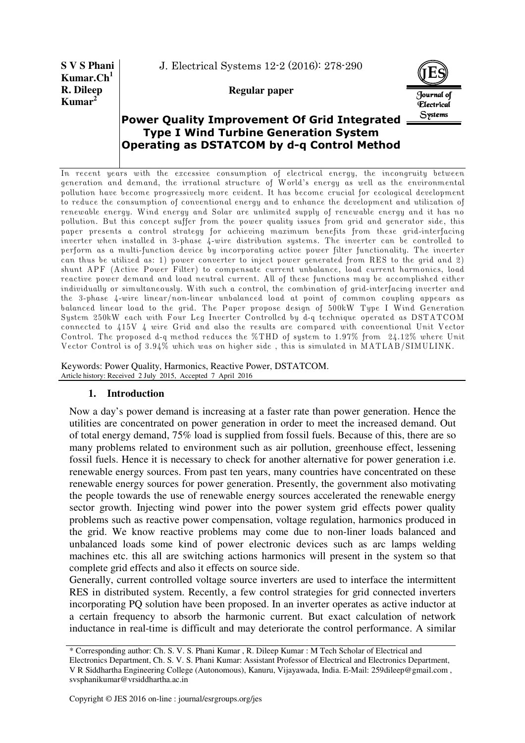**S V S Phani Kumar.Ch**[1]
**R. Dileep Kumar**[2]

**Regular paper**

# Power Quality Improvement Of Grid Integrated Type I Wind Turbine Generation System Operating as DSTATCOM by d-q Control Method

In recent years with the excessive consumption of electrical energy, the incongruity between generation and demand, the irrational structure of World's energy as well as the environmental pollution have become progressively more evident. It has become crucial for ecological development to reduce the consumption of conventional energy and to enhance the development and utilization of renewable energy. Wind energy and Solar are unlimited supply of renewable energy and it has no pollution. But this concept suffer from the power quality issues from grid and generator side, this paper presents a control strategy for achieving maximum benefits from these grid-interfacing inverter when installed in 3-phase 4-wire distribution systems. The inverter can be controlled to perform as a multi-function device by incorporating active power filter functionality. The inverter can thus be utilized as: 1) power converter to inject power generated from RES to the grid and 2) shunt APF (Active Power Filter) to compensate current unbalance, load current harmonics, load reactive power demand and load neutral current. All of these functions may be accomplished either individually or simultaneously. With such a control, the combination of grid-interfacing inverter and the 3-phase 4-wire linear/non-linear unbalanced load at point of common coupling appears as balanced linear load to the grid. The Paper propose design of 500kW Type I Wind Generation System 250kW each with Four Leg Inverter Controlled by d-q technique operated as DSTATCOM connected to 415V 4 wire Grid and also the results are compared with conventional Unit Vector Control. The proposed d-q method reduces the %THD of system to 1.97% from 24.12% where Unit Vector Control is of 3.94% which was on higher side , this is simulated in MATLAB/SIMULINK.

Keywords: Power Quality, Harmonics, Reactive Power, DSTATCOM.
Article history: Received 2 July 2015, Accepted 7 April 2016

## 1. Introduction

Now a day's power demand is increasing at a faster rate than power generation. Hence the utilities are concentrated on power generation in order to meet the increased demand. Out of total energy demand, 75% load is supplied from fossil fuels. Because of this, there are so many problems related to environment such as air pollution, greenhouse effect, lessening fossil fuels. Hence it is necessary to check for another alternative for power generation i.e. renewable energy sources. From past ten years, many countries have concentrated on these renewable energy sources for power generation. Presently, the government also motivating the people towards the use of renewable energy sources accelerated the renewable energy sector growth. Injecting wind power into the power system grid effects power quality problems such as reactive power compensation, voltage regulation, harmonics produced in the grid. We know reactive problems may come due to non-liner loads balanced and unbalanced loads some kind of power electronic devices such as arc lamps welding machines etc. this all are switching actions harmonics will present in the system so that complete grid effects and also it effects on source side.

Generally, current controlled voltage source inverters are used to interface the intermittent RES in distributed system. Recently, a few control strategies for grid connected inverters incorporating PQ solution have been proposed. In an inverter operates as active inductor at a certain frequency to absorb the harmonic current. But exact calculation of network inductance in real-time is difficult and may deteriorate the control performance. A similar

\* Corresponding author: Ch. S. V. S. Phani Kumar , R. Dileep Kumar : M Tech Scholar of Electrical and Electronics Department, Ch. S. V. S. Phani Kumar: Assistant Professor of Electrical and Electronics Department, V R Siddhartha Engineering College (Autonomous), Kanuru, Vijayawada, India. E-Mail: 259dileep@gmail.com , svsphanikumar@vrsiddhartha.ac.in

Copyright © JES 2016 on-line : journal/esrgroups.org/jes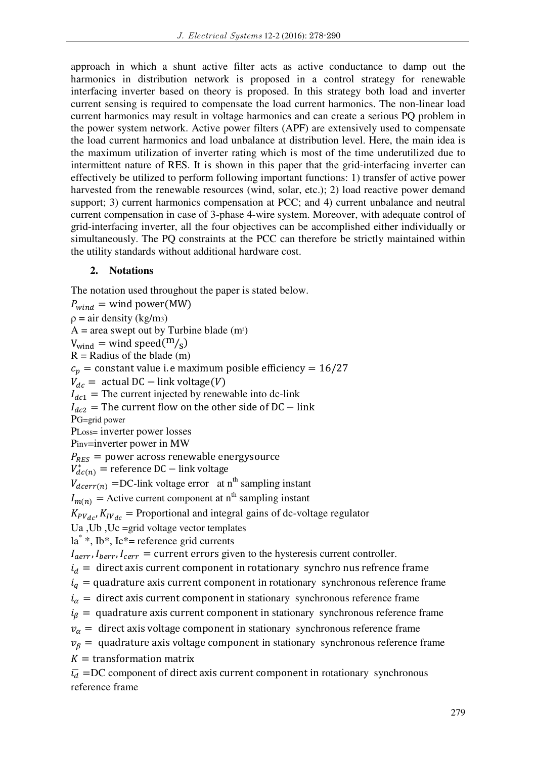approach in which a shunt active filter acts as active conductance to damp out the harmonics in distribution network is proposed in a control strategy for renewable interfacing inverter based on theory is proposed. In this strategy both load and inverter current sensing is required to compensate the load current harmonics. The non-linear load current harmonics may result in voltage harmonics and can create a serious PQ problem in the power system network. Active power filters (APF) are extensively used to compensate the load current harmonics and load unbalance at distribution level. Here, the main idea is the maximum utilization of inverter rating which is most of the time underutilized due to intermittent nature of RES. It is shown in this paper that the grid-interfacing inverter can effectively be utilized to perform following important functions: 1) transfer of active power harvested from the renewable resources (wind, solar, etc.); 2) load reactive power demand support; 3) current harmonics compensation at PCC; and 4) current unbalance and neutral current compensation in case of 3-phase 4-wire system. Moreover, with adequate control of grid-interfacing inverter, all the four objectives can be accomplished either individually or simultaneously. The PQ constraints at the PCC can therefore be strictly maintained within the utility standards without additional hardware cost.

## 2. Notations

The notation used throughout the paper is stated below.

$P_{wind}$ = wind power(MW)

ρ = air density (kg/m3)

A = area swept out by Turbine blade (m²)

$V_{wind}$ = wind speed($^{m}/_{s}$)

R = Radius of the blade (m)

$c_p$ = constant value i.e maximum posible efficiency = 16/27

$V_{dc}$ = actual DC − link voltage(V)

$I_{dc1}$ = The current injected by renewable into dc-link

$I_{dc2}$ = The current flow on the other side of DC − link

PG=grid power

PLoss= inverter power losses

Pinv=inverter power in MW

$P_{RES}$ = power across renewable energysource

$V^*_{dc(n)}$ = reference DC − link voltage

$V_{dcerr(n)}$ =DC-link voltage error at n$^{th}$ sampling instant

$I_{m(n)}$ = Active current component at n$^{th}$ sampling instant

$K_{PV_{dc}}, K_{IV_{dc}}$ = Proportional and integral gains of dc-voltage regulator

Ua ,Ub ,Uc =grid voltage vector templates

Ia$^*$ *, Ib*, Ic*= reference grid currents

$I_{aerr}, I_{berr}, I_{cerr}$ = current errors given to the hysteresis current controller.

$i_d$ = direct axis current component in rotationary synchro nus refrence frame

$i_q$ = quadrature axis current component in rotationary synchronous reference frame

$i_\alpha$ = direct axis current component in stationary synchronous reference frame

$i_\beta$ = quadrature axis current component in stationary synchronous reference frame

$v_\alpha$ = direct axis voltage component in stationary synchronous reference frame

$v_\beta$ = quadrature axis voltage component in stationary synchronous reference frame

$K$ = transformation matrix

$\bar{i_d}$ =DC component of direct axis current component in rotationary synchronous reference frame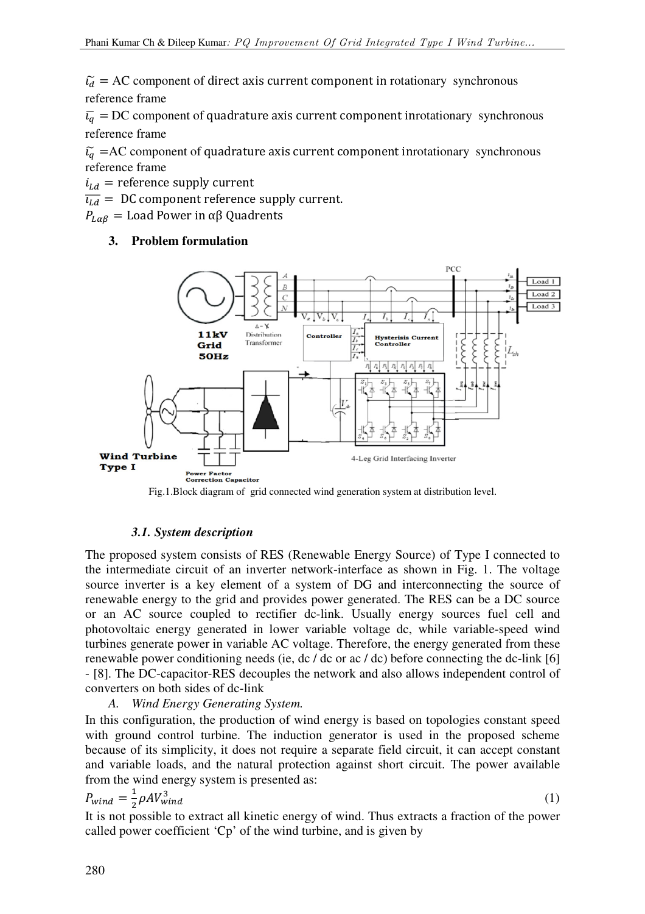$\tilde{i_d}$ = AC component of direct axis current component in rotationary synchronous reference frame

$\bar{i_q}$ = DC component of quadrature axis current component inrotationary synchronous reference frame

$\tilde{i_q}$ =AC component of quadrature axis current component inrotationary synchronous reference frame

$i_{Ld}$ = reference supply current

$\overline{i_{Ld}}$ = DC component reference supply current.

$P_{L\alpha\beta}$ = Load Power in αβ Quadrents

### 3. Problem formulation

Fig.1.Block diagram of grid connected wind generation system at distribution level.

#### *3.1. System description*

The proposed system consists of RES (Renewable Energy Source) of Type I connected to the intermediate circuit of an inverter network-interface as shown in Fig. 1. The voltage source inverter is a key element of a system of DG and interconnecting the source of renewable energy to the grid and provides power generated. The RES can be a DC source or an AC source coupled to rectifier dc-link. Usually energy sources fuel cell and photovoltaic energy generated in lower variable voltage dc, while variable-speed wind turbines generate power in variable AC voltage. Therefore, the energy generated from these renewable power conditioning needs (ie, dc / dc or ac / dc) before connecting the dc-link [6] - [8]. The DC-capacitor-RES decouples the network and also allows independent control of converters on both sides of dc-link

*A. Wind Energy Generating System.*

In this configuration, the production of wind energy is based on topologies constant speed with ground control turbine. The induction generator is used in the proposed scheme because of its simplicity, it does not require a separate field circuit, it can accept constant and variable loads, and the natural protection against short circuit. The power available from the wind energy system is presented as:

$$P_{wind} = \frac{1}{2}\rho A V_{wind}^{3} \tag{1}$$

It is not possible to extract all kinetic energy of wind. Thus extracts a fraction of the power called power coefficient 'Cp' of the wind turbine, and is given by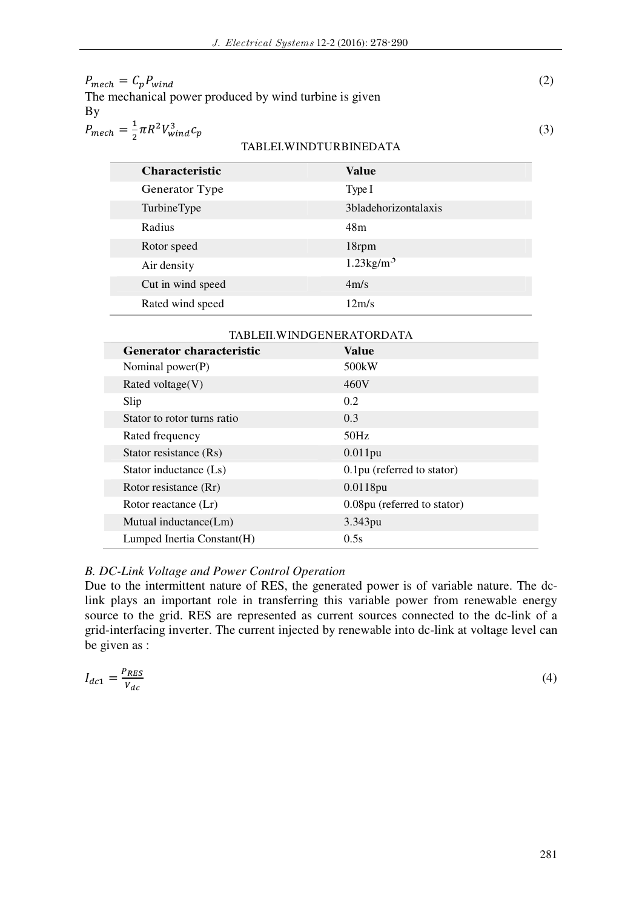$$P_{mech} = C_p P_{wind} \tag{2}$$

The mechanical power produced by wind turbine is given By

$$P_{mech} = \frac{1}{2}\pi R^2 V_{wind}^3 c_p \tag{3}$$

TABLEI.WINDTURBINEDATA

| Characteristic | Value |
|---|---|
| Generator Type | Type I |
| TurbineType | 3bladehorizontalaxis |
| Radius | 48m |
| Rotor speed | 18rpm |
| Air density | 1.23kg/m$^3$ |
| Cut in wind speed | 4m/s |
| Rated wind speed | 12m/s |

TABLEII.WINDGENERATORDATA

| Generator characteristic | Value |
|---|---|
| Nominal power(P) | 500kW |
| Rated voltage(V) | 460V |
| Slip | 0.2 |
| Stator to rotor turns ratio | 0.3 |
| Rated frequency | 50Hz |
| Stator resistance (Rs) | 0.011pu |
| Stator inductance (Ls) | 0.1pu (referred to stator) |
| Rotor resistance (Rr) | 0.0118pu |
| Rotor reactance (Lr) | 0.08pu (referred to stator) |
| Mutual inductance(Lm) | 3.343pu |
| Lumped Inertia Constant(H) | 0.5s |

*B. DC-Link Voltage and Power Control Operation*

Due to the intermittent nature of RES, the generated power is of variable nature. The dc-link plays an important role in transferring this variable power from renewable energy source to the grid. RES are represented as current sources connected to the dc-link of a grid-interfacing inverter. The current injected by renewable into dc-link at voltage level can be given as :

$$I_{dc1} = \frac{P_{RES}}{V_{dc}} \tag{4}$$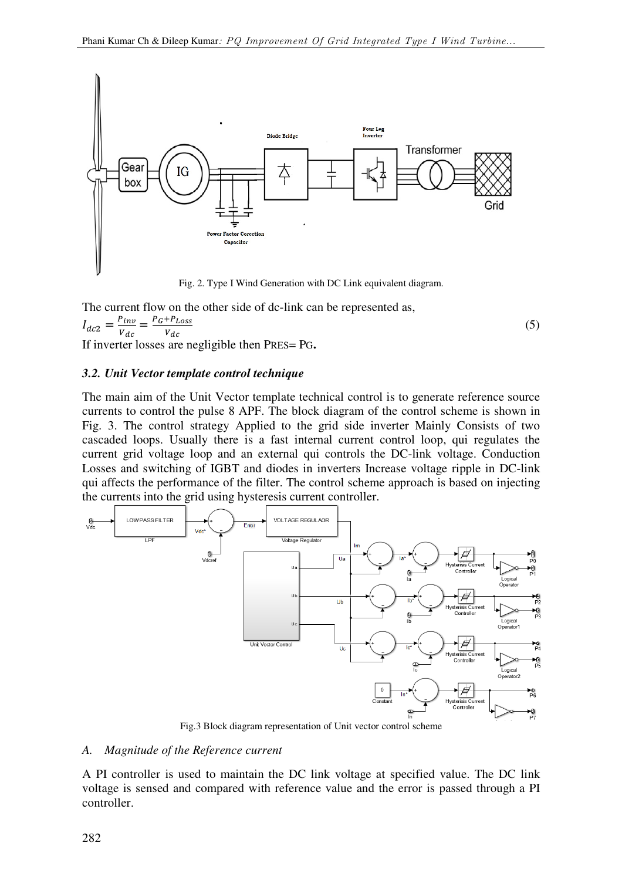Fig. 2. Type I Wind Generation with DC Link equivalent diagram.

The current flow on the other side of dc-link can be represented as,

$$I_{dc2} = \frac{P_{inv}}{V_{dc}} = \frac{P_G + P_{Loss}}{V_{dc}} \tag{5}$$

If inverter losses are negligible then PRES= PG.

### *3.2. Unit Vector template control technique*

The main aim of the Unit Vector template technical control is to generate reference source currents to control the pulse 8 APF. The block diagram of the control scheme is shown in Fig. 3. The control strategy Applied to the grid side inverter Mainly Consists of two cascaded loops. Usually there is a fast internal current control loop, qui regulates the current grid voltage loop and an external qui controls the DC-link voltage. Conduction Losses and switching of IGBT and diodes in inverters Increase voltage ripple in DC-link qui affects the performance of the filter. The control scheme approach is based on injecting the currents into the grid using hysteresis current controller.

Fig.3 Block diagram representation of Unit vector control scheme

#### *A. Magnitude of the Reference current*

A PI controller is used to maintain the DC link voltage at specified value. The DC link voltage is sensed and compared with reference value and the error is passed through a PI controller.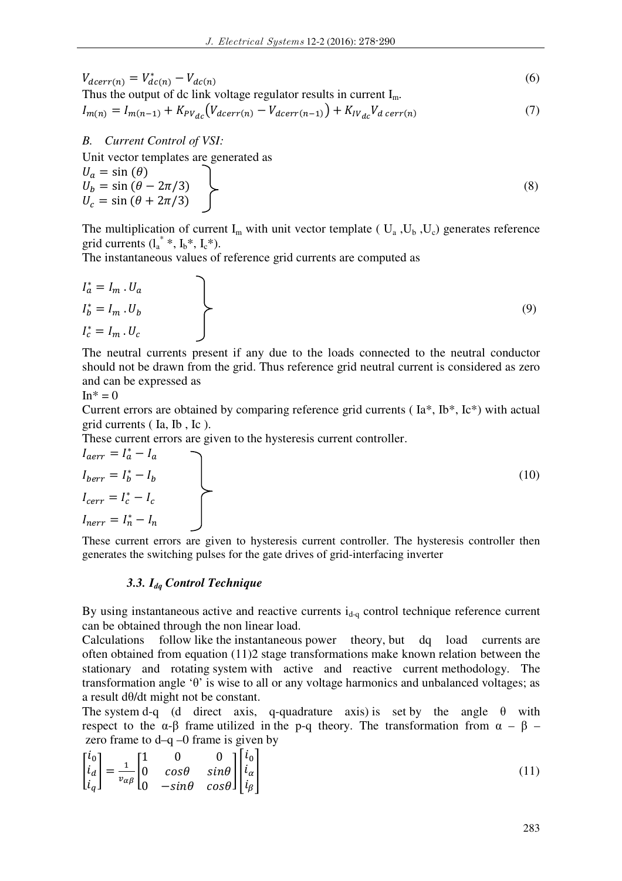$$V_{dcerr(n)} = V^*_{dc(n)} - V_{dc(n)} \tag{6}$$

Thus the output of dc link voltage regulator results in current $I_m$.

$$I_{m(n)} = I_{m(n-1)} + K_{PV_{dc}}\left(V_{dcerr(n)} - V_{dcerr(n-1)}\right) + K_{IV_{dc}} V_{d\,cerr(n)} \tag{7}$$

*B. Current Control of VSI:*

Unit vector templates are generated as

$$\left.\begin{aligned} U_a &= \sin(\theta) \\ U_b &= \sin(\theta - 2\pi/3) \\ U_c &= \sin(\theta + 2\pi/3) \end{aligned}\right\} \tag{8}$$

The multiplication of current $I_m$ with unit vector template ( $U_a$ ,$U_b$ ,$U_c$) generates reference grid currents ($I_a^*$ \*, $I_b$\*, $I_c$\*).

The instantaneous values of reference grid currents are computed as

$$\left.\begin{aligned} I_a^* &= I_m \, . \, U_a \\ I_b^* &= I_m \, . \, U_b \\ I_c^* &= I_m \, . \, U_c \end{aligned}\right\} \tag{9}$$

The neutral currents present if any due to the loads connected to the neutral conductor should not be drawn from the grid. Thus reference grid neutral current is considered as zero and can be expressed as

$In^* = 0$

Current errors are obtained by comparing reference grid currents ( Ia\*, Ib\*, Ic\*) with actual grid currents ( Ia, Ib , Ic ).

These current errors are given to the hysteresis current controller.

$$\left.\begin{aligned} I_{aerr} &= I_a^* - I_a \\ I_{berr} &= I_b^* - I_b \\ I_{cerr} &= I_c^* - I_c \\ I_{nerr} &= I_n^* - I_n \end{aligned}\right\} \tag{10}$$

These current errors are given to hysteresis current controller. The hysteresis controller then generates the switching pulses for the gate drives of grid-interfacing inverter

### *3.3. $I_{dq}$ Control Technique*

By using instantaneous active and reactive currents $i_{d-q}$ control technique reference current can be obtained through the non linear load.

Calculations follow like the instantaneous power theory, but dq load currents are often obtained from equation (11)2 stage transformations make known relation between the stationary and rotating system with active and reactive current methodology. The transformation angle 'θ' is wise to all or any voltage harmonics and unbalanced voltages; as a result dθ/dt might not be constant.

The system d-q (d direct axis, q-quadrature axis) is set by the angle θ with respect to the α-β frame utilized in the p-q theory. The transformation from α – β – zero frame to d–q –0 frame is given by

$$\begin{bmatrix} i_0 \\ i_d \\ i_q \end{bmatrix} = \frac{1}{v_{\alpha\beta}} \begin{bmatrix} 1 & 0 & 0 \\ 0 & \cos\theta & \sin\theta \\ 0 & -\sin\theta & \cos\theta \end{bmatrix} \begin{bmatrix} i_0 \\ i_\alpha \\ i_\beta \end{bmatrix} \tag{11}$$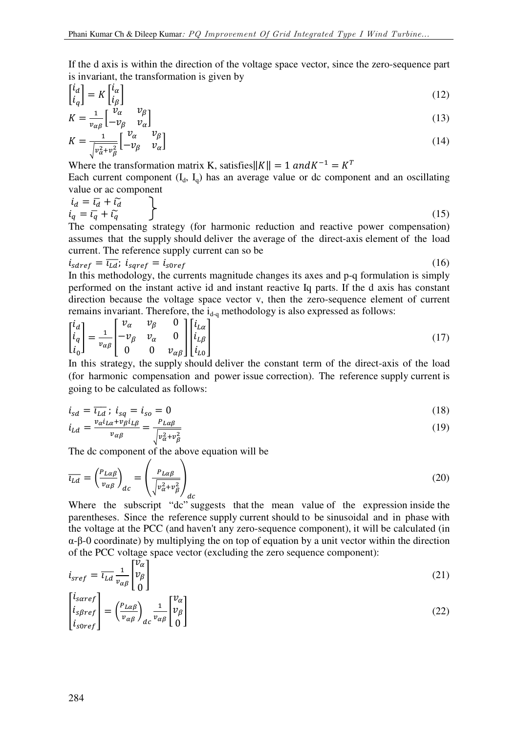If the d axis is within the direction of the voltage space vector, since the zero-sequence part is invariant, the transformation is given by

$$\begin{bmatrix} i_d \\ i_q \end{bmatrix} = K \begin{bmatrix} i_\alpha \\ i_\beta \end{bmatrix} \tag{12}$$

$$K = \frac{1}{v_{\alpha\beta}} \begin{bmatrix} v_\alpha & v_\beta \\ -v_\beta & v_\alpha \end{bmatrix} \tag{13}$$

$$K = \frac{1}{\sqrt{v_\alpha^2 + v_\beta^2}} \begin{bmatrix} v_\alpha & v_\beta \\ -v_\beta & v_\alpha \end{bmatrix} \tag{14}$$

Where the transformation matrix K, satisfies $\|K\| = 1$ and $K^{-1} = K^T$

Each current component ($I_d$, $I_q$) has an average value or dc component and an oscillating value or ac component

$$\left.\begin{array}{l} i_d = \overline{i_d} + \widetilde{i_d} \\ i_q = \overline{i_q} + \widetilde{i_q} \end{array}\right\} \tag{15}$$

The compensating strategy (for harmonic reduction and reactive power compensation) assumes that the supply should deliver the average of the direct-axis element of the load current. The reference supply current can so be

$$i_{sdref} = \overline{i_{Ld}};\ i_{sqref} = i_{s0ref} \tag{16}$$

In this methodology, the currents magnitude changes its axes and p-q formulation is simply performed on the instant active id and instant reactive Iq parts. If the d axis has constant direction because the voltage space vector v, then the zero-sequence element of current remains invariant. Therefore, the $i_{d\text{-}q}$ methodology is also expressed as follows:

$$\begin{bmatrix} i_d \\ i_q \\ i_0 \end{bmatrix} = \frac{1}{v_{\alpha\beta}} \begin{bmatrix} v_\alpha & v_\beta & 0 \\ -v_\beta & v_\alpha & 0 \\ 0 & 0 & v_{\alpha\beta} \end{bmatrix} \begin{bmatrix} i_{L\alpha} \\ i_{L\beta} \\ i_{L0} \end{bmatrix} \tag{17}$$

In this strategy, the supply should deliver the constant term of the direct-axis of the load (for harmonic compensation and power issue correction). The reference supply current is going to be calculated as follows:

$$i_{sd} = \overline{i_{Ld}};\ i_{sq} = i_{so} = 0 \tag{18}$$

$$i_{Ld} = \frac{v_\alpha i_{L\alpha} + v_\beta i_{L\beta}}{v_{\alpha\beta}} = \frac{P_{L\alpha\beta}}{\sqrt{v_\alpha^2 + v_\beta^2}} \tag{19}$$

The dc component of the above equation will be

$$\overline{i_{Ld}} = \left(\frac{P_{L\alpha\beta}}{v_{\alpha\beta}}\right)_{dc} = \left(\frac{P_{L\alpha\beta}}{\sqrt{v_\alpha^2 + v_\beta^2}}\right)_{dc} \tag{20}$$

Where the subscript "dc" suggests that the mean value of the expression inside the parentheses. Since the reference supply current should to be sinusoidal and in phase with the voltage at the PCC (and haven't any zero-sequence component), it will be calculated (in α-β-0 coordinate) by multiplying the on top of equation by a unit vector within the direction of the PCC voltage space vector (excluding the zero sequence component):

$$i_{sref} = \overline{i_{Ld}} \frac{1}{v_{\alpha\beta}} \begin{bmatrix} v_\alpha \\ v_\beta \\ 0 \end{bmatrix} \tag{21}$$

$$\begin{bmatrix} i_{s\alpha ref} \\ i_{s\beta ref} \\ i_{s0ref} \end{bmatrix} = \left(\frac{P_{L\alpha\beta}}{v_{\alpha\beta}}\right)_{dc} \frac{1}{v_{\alpha\beta}} \begin{bmatrix} v_\alpha \\ v_\beta \\ 0 \end{bmatrix} \tag{22}$$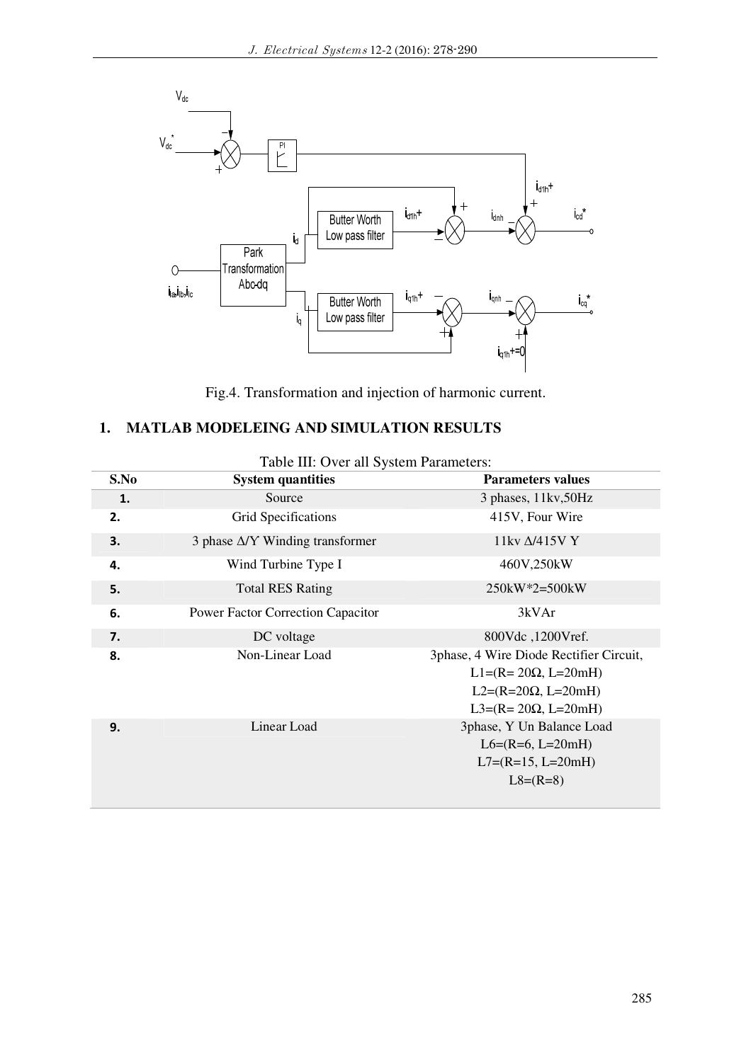Fig.4. Transformation and injection of harmonic current.

## 1. MATLAB MODELEING AND SIMULATION RESULTS

Table III: Over all System Parameters:

| S.No | System quantities | Parameters values |
|---|---|---|
| 1. | Source | 3 phases, 11kv,50Hz |
| 2. | Grid Specifications | 415V, Four Wire |
| 3. | 3 phase Δ/Y Winding transformer | 11kv Δ/415V Y |
| 4. | Wind Turbine Type I | 460V,250kW |
| 5. | Total RES Rating | 250kW*2=500kW |
| 6. | Power Factor Correction Capacitor | 3kVAr |
| 7. | DC voltage | 800Vdc ,1200Vref. |
| 8. | Non-Linear Load | 3phase, 4 Wire Diode Rectifier Circuit, L1=(R= 20Ω, L=20mH) L2=(R=20Ω, L=20mH) L3=(R= 20Ω, L=20mH) |
| 9. | Linear Load | 3phase, Y Un Balance Load L6=(R=6, L=20mH) L7=(R=15, L=20mH) L8=(R=8) |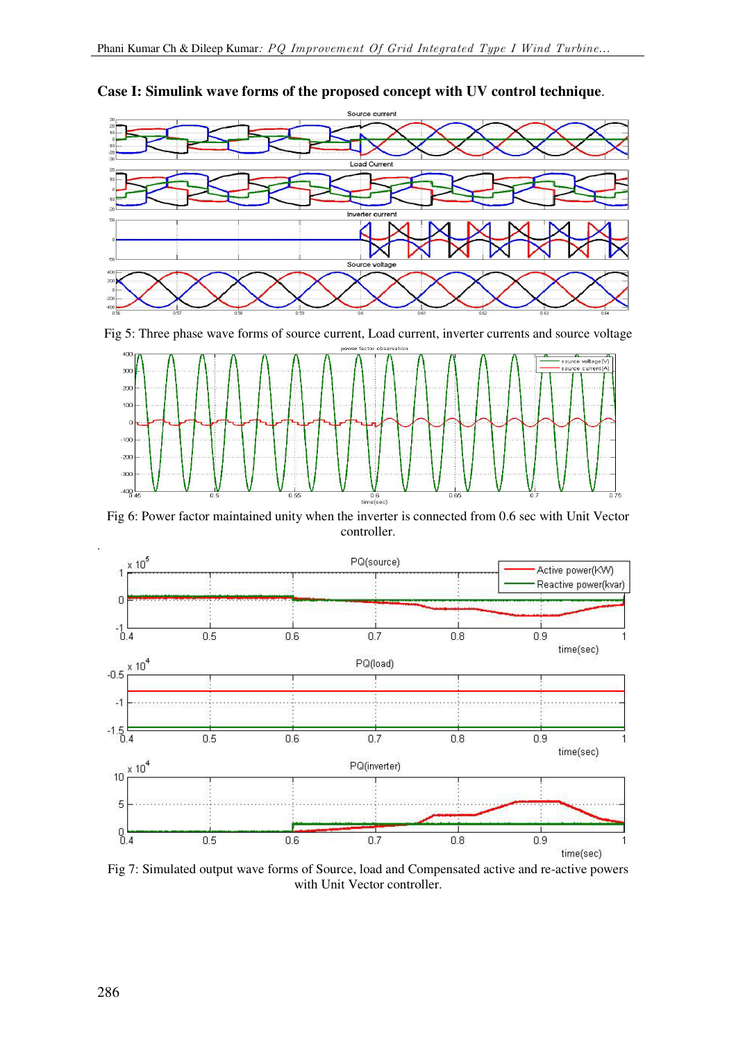**Case I: Simulink wave forms of the proposed concept with UV control technique**.

Fig 5: Three phase wave forms of source current, Load current, inverter currents and source voltage

Fig 6: Power factor maintained unity when the inverter is connected from 0.6 sec with Unit Vector controller.

Fig 7: Simulated output wave forms of Source, load and Compensated active and re-active powers with Unit Vector controller.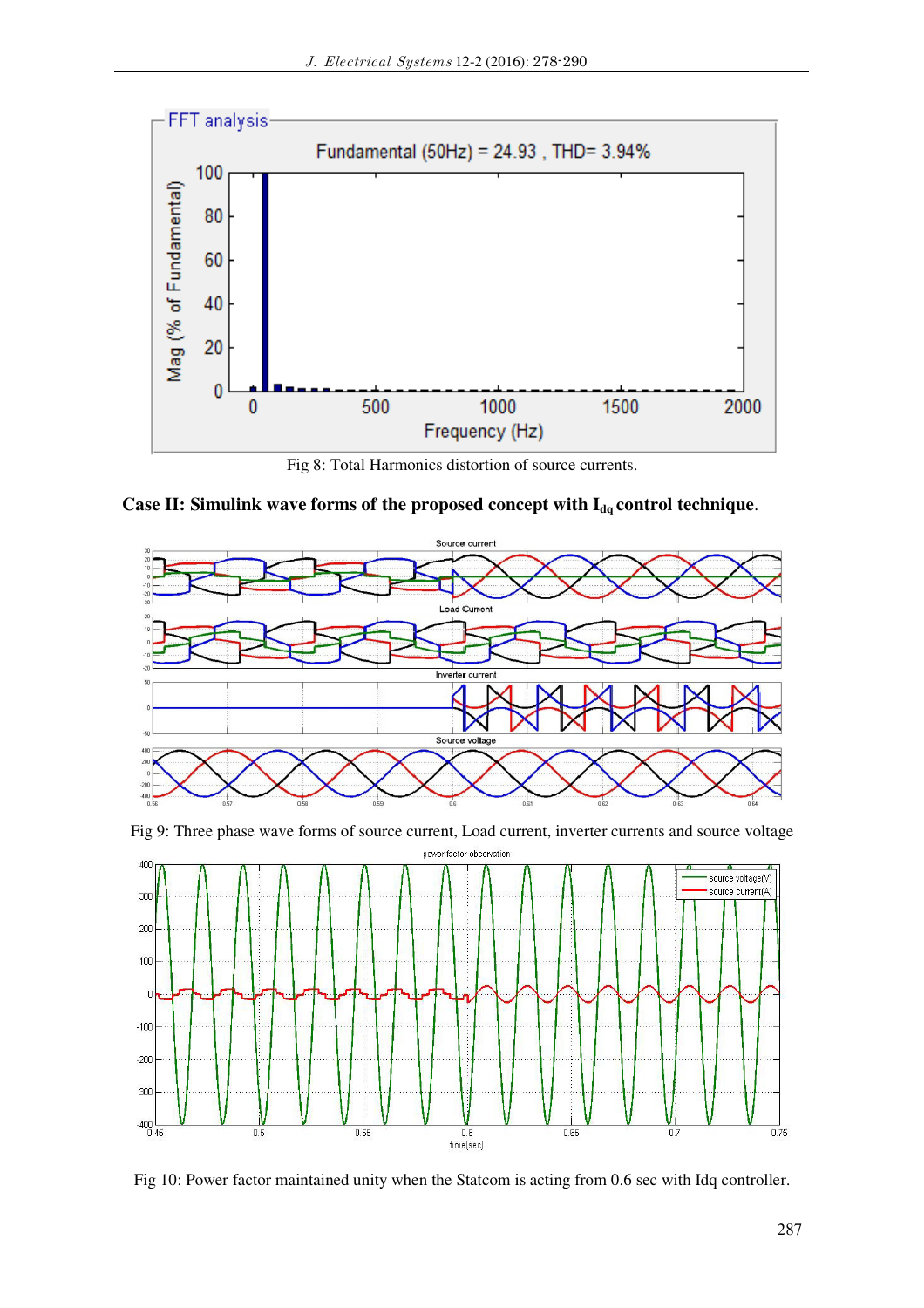Fig 8: Total Harmonics distortion of source currents.

**Case II: Simulink wave forms of the proposed concept with $I_{dq}$ control technique**.

Fig 9: Three phase wave forms of source current, Load current, inverter currents and source voltage

Fig 10: Power factor maintained unity when the Statcom is acting from 0.6 sec with Idq controller.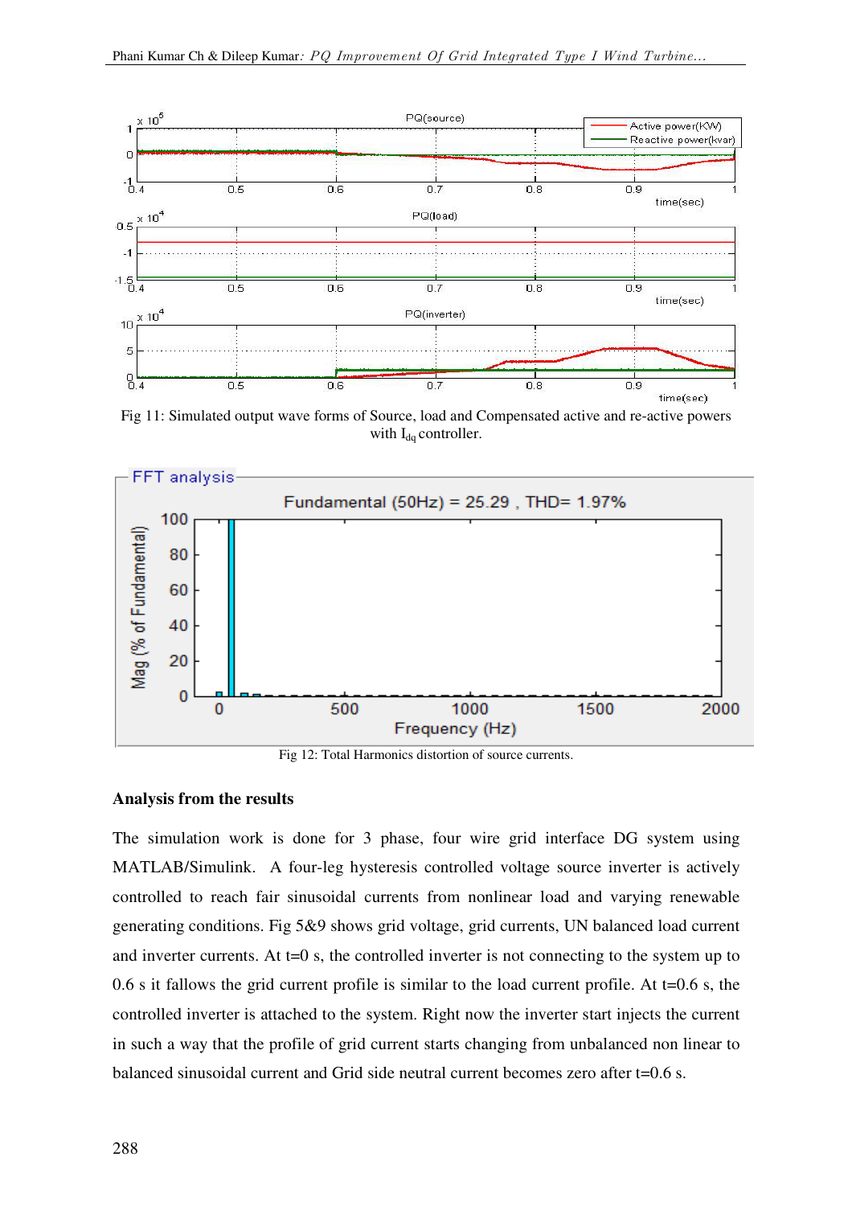Fig 11: Simulated output wave forms of Source, load and Compensated active and re-active powers with $I_{dq}$ controller.

Fig 12: Total Harmonics distortion of source currents.

**Analysis from the results**

The simulation work is done for 3 phase, four wire grid interface DG system using MATLAB/Simulink. A four-leg hysteresis controlled voltage source inverter is actively controlled to reach fair sinusoidal currents from nonlinear load and varying renewable generating conditions. Fig 5&9 shows grid voltage, grid currents, UN balanced load current and inverter currents. At t=0 s, the controlled inverter is not connecting to the system up to 0.6 s it fallows the grid current profile is similar to the load current profile. At t=0.6 s, the controlled inverter is attached to the system. Right now the inverter start injects the current in such a way that the profile of grid current starts changing from unbalanced non linear to balanced sinusoidal current and Grid side neutral current becomes zero after t=0.6 s.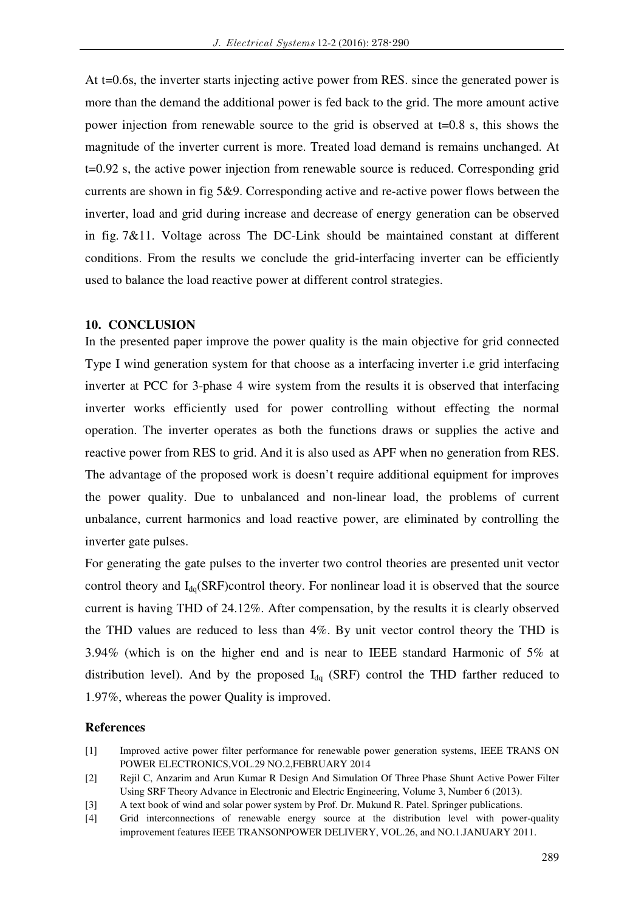At t=0.6s, the inverter starts injecting active power from RES. since the generated power is more than the demand the additional power is fed back to the grid. The more amount active power injection from renewable source to the grid is observed at t=0.8 s, this shows the magnitude of the inverter current is more. Treated load demand is remains unchanged. At t=0.92 s, the active power injection from renewable source is reduced. Corresponding grid currents are shown in fig 5&9. Corresponding active and re-active power flows between the inverter, load and grid during increase and decrease of energy generation can be observed in fig. 7&11. Voltage across The DC-Link should be maintained constant at different conditions. From the results we conclude the grid-interfacing inverter can be efficiently used to balance the load reactive power at different control strategies.

## 10. CONCLUSION

In the presented paper improve the power quality is the main objective for grid connected Type I wind generation system for that choose as a interfacing inverter i.e grid interfacing inverter at PCC for 3-phase 4 wire system from the results it is observed that interfacing inverter works efficiently used for power controlling without effecting the normal operation. The inverter operates as both the functions draws or supplies the active and reactive power from RES to grid. And it is also used as APF when no generation from RES. The advantage of the proposed work is doesn't require additional equipment for improves the power quality. Due to unbalanced and non-linear load, the problems of current unbalance, current harmonics and load reactive power, are eliminated by controlling the inverter gate pulses.

For generating the gate pulses to the inverter two control theories are presented unit vector control theory and $I_{dq}$(SRF)control theory. For nonlinear load it is observed that the source current is having THD of 24.12%. After compensation, by the results it is clearly observed the THD values are reduced to less than 4%. By unit vector control theory the THD is 3.94% (which is on the higher end and is near to IEEE standard Harmonic of 5% at distribution level). And by the proposed $I_{dq}$ (SRF) control the THD farther reduced to 1.97%, whereas the power Quality is improved.

### References

[1] Improved active power filter performance for renewable power generation systems, IEEE TRANS ON POWER ELECTRONICS,VOL.29 NO.2,FEBRUARY 2014

[2] Rejil C, Anzarim and Arun Kumar R Design And Simulation Of Three Phase Shunt Active Power Filter Using SRF Theory Advance in Electronic and Electric Engineering, Volume 3, Number 6 (2013).

[3] A text book of wind and solar power system by Prof. Dr. Mukund R. Patel. Springer publications.

[4] Grid interconnections of renewable energy source at the distribution level with power-quality improvement features IEEE TRANSONPOWER DELIVERY, VOL.26, and NO.1.JANUARY 2011.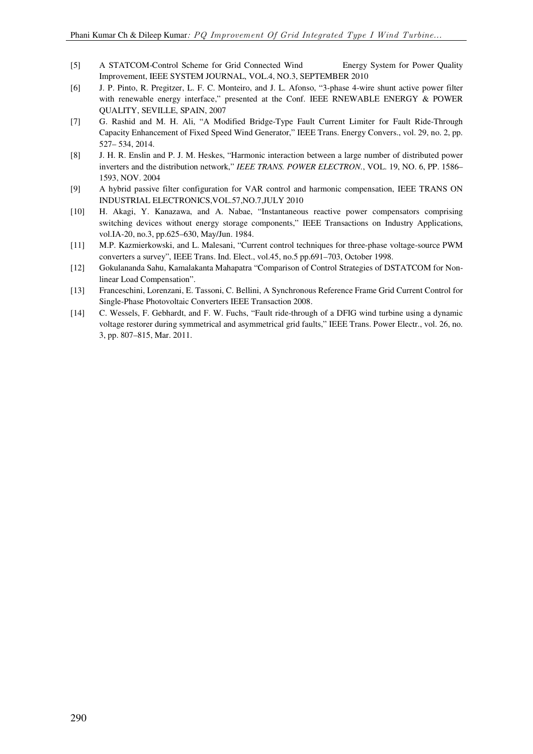[5] A STATCOM-Control Scheme for Grid Connected Wind Energy System for Power Quality Improvement, IEEE SYSTEM JOURNAL, VOL.4, NO.3, SEPTEMBER 2010

[6] J. P. Pinto, R. Pregitzer, L. F. C. Monteiro, and J. L. Afonso, "3-phase 4-wire shunt active power filter with renewable energy interface," presented at the Conf. IEEE RNEWABLE ENERGY & POWER QUALITY, SEVILLE, SPAIN, 2007

[7] G. Rashid and M. H. Ali, "A Modified Bridge-Type Fault Current Limiter for Fault Ride-Through Capacity Enhancement of Fixed Speed Wind Generator," IEEE Trans. Energy Convers., vol. 29, no. 2, pp. 527– 534, 2014.

[8] J. H. R. Enslin and P. J. M. Heskes, "Harmonic interaction between a large number of distributed power inverters and the distribution network," *IEEE TRANS. POWER ELECTRON.*, VOL. 19, NO. 6, PP. 1586–1593, NOV. 2004

[9] A hybrid passive filter configuration for VAR control and harmonic compensation, IEEE TRANS ON INDUSTRIAL ELECTRONICS,VOL.57,NO.7,JULY 2010

[10] H. Akagi, Y. Kanazawa, and A. Nabae, "Instantaneous reactive power compensators comprising switching devices without energy storage components," IEEE Transactions on Industry Applications, vol.IA-20, no.3, pp.625–630, May/Jun. 1984.

[11] M.P. Kazmierkowski, and L. Malesani, "Current control techniques for three-phase voltage-source PWM converters a survey", IEEE Trans. Ind. Elect., vol.45, no.5 pp.691–703, October 1998.

[12] Gokulananda Sahu, Kamalakanta Mahapatra "Comparison of Control Strategies of DSTATCOM for Non-linear Load Compensation".

[13] Franceschini, Lorenzani, E. Tassoni, C. Bellini, A Synchronous Reference Frame Grid Current Control for Single-Phase Photovoltaic Converters IEEE Transaction 2008.

[14] C. Wessels, F. Gebhardt, and F. W. Fuchs, "Fault ride-through of a DFIG wind turbine using a dynamic voltage restorer during symmetrical and asymmetrical grid faults," IEEE Trans. Power Electr., vol. 26, no. 3, pp. 807–815, Mar. 2011.